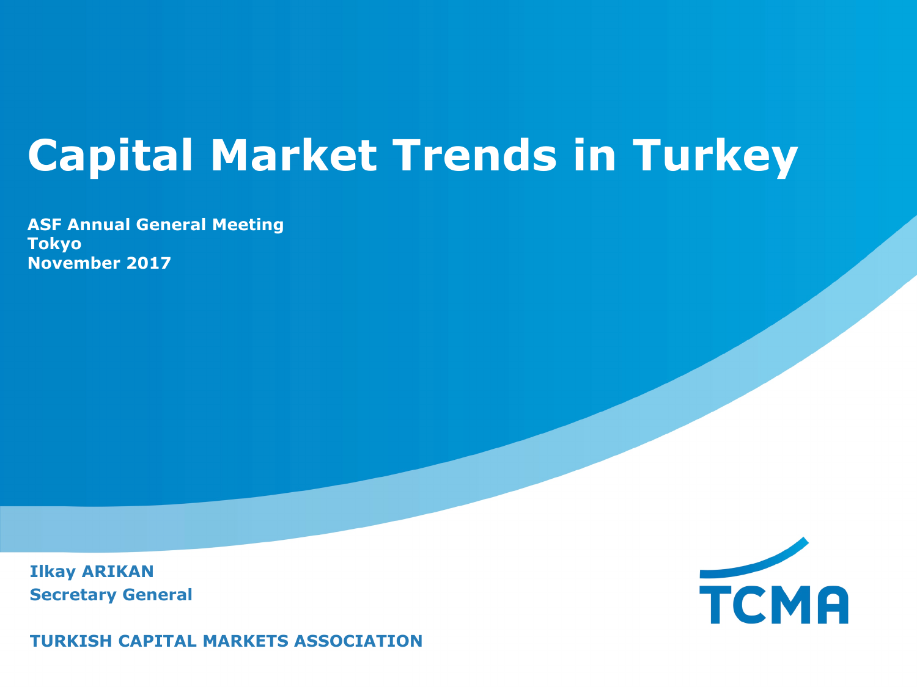# Capital Market Trends in Turkey

**ASF Annual General Meeting**
**Tokyo**
**November 2017**

**Ilkay ARIKAN**
**Secretary General**

**TURKISH CAPITAL MARKETS ASSOCIATION**

TCMA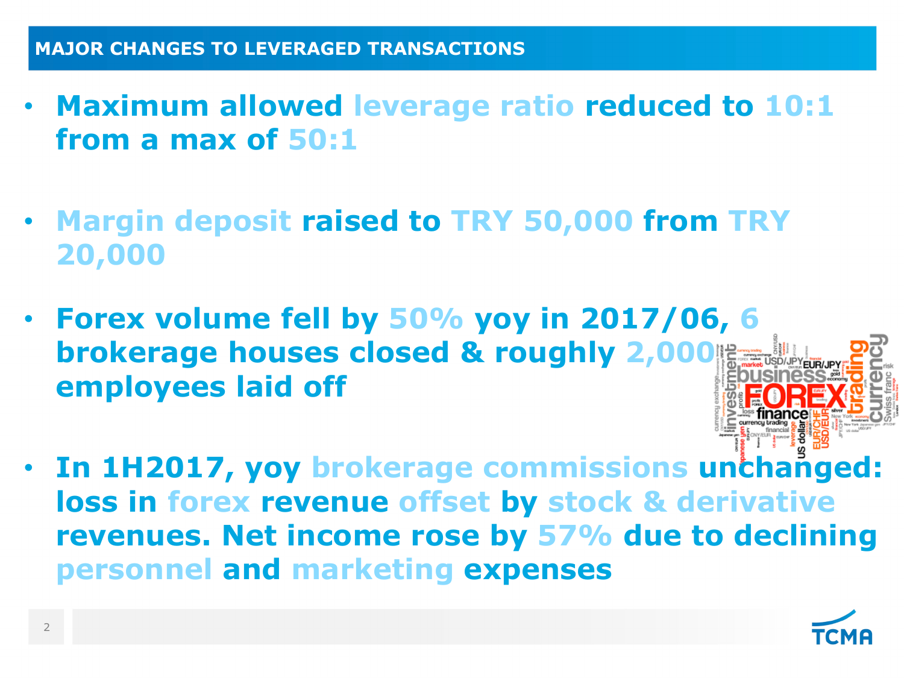## MAJOR CHANGES TO LEVERAGED TRANSACTIONS

- **Maximum allowed leverage ratio reduced to 10:1 from a max of 50:1**
- **Margin deposit raised to TRY 50,000 from TRY 20,000**
- **Forex volume fell by 50% yoy in 2017/06, 6 brokerage houses closed & roughly 2,000 employees laid off**
- **In 1H2017, yoy brokerage commissions unchanged: loss in forex revenue offset by stock & derivative revenues. Net income rose by 57% due to declining personnel and marketing expenses**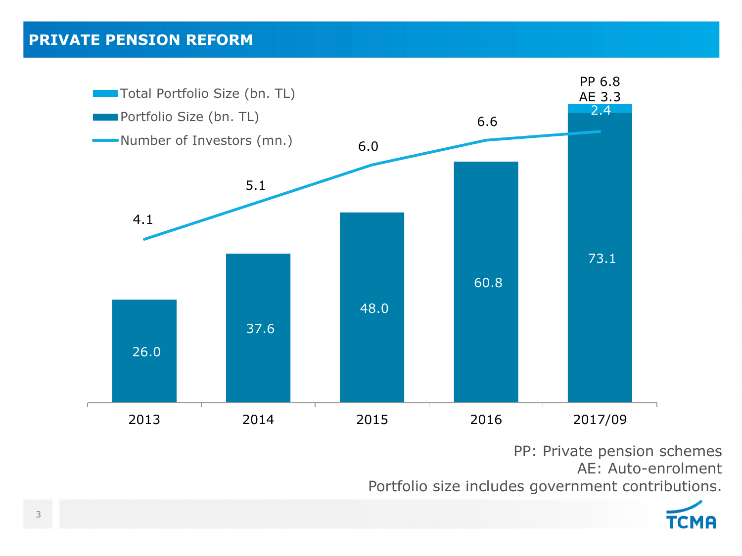# PRIVATE PENSION REFORM

| Year | Portfolio Size (bn. TL) | Total Portfolio Size (bn. TL) | Number of Investors (mn.) |
|---|---|---|---|
| 2013 | 26.0 | | 4.1 |
| 2014 | 37.6 | | 5.1 |
| 2015 | 48.0 | | 6.0 |
| 2016 | 60.8 | | 6.6 |
| 2017/09 | 73.1 | 2.4 | PP 6.8, AE 3.3 |

PP: Private pension schemes
AE: Auto-enrolment
Portfolio size includes government contributions.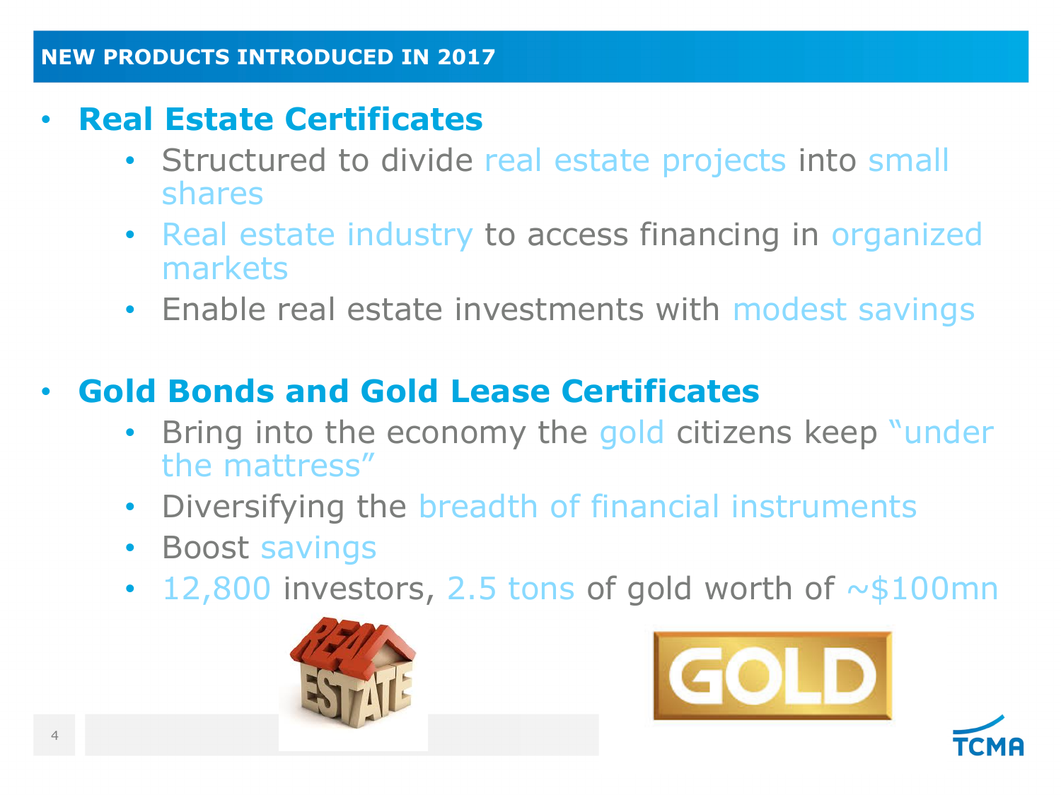## NEW PRODUCTS INTRODUCED IN 2017

- **Real Estate Certificates**
  - Structured to divide real estate projects into small shares
  - Real estate industry to access financing in organized markets
  - Enable real estate investments with modest savings

- **Gold Bonds and Gold Lease Certificates**
  - Bring into the economy the gold citizens keep "under the mattress"
  - Diversifying the breadth of financial instruments
  - Boost savings
  - 12,800 investors, 2.5 tons of gold worth of ~$100mn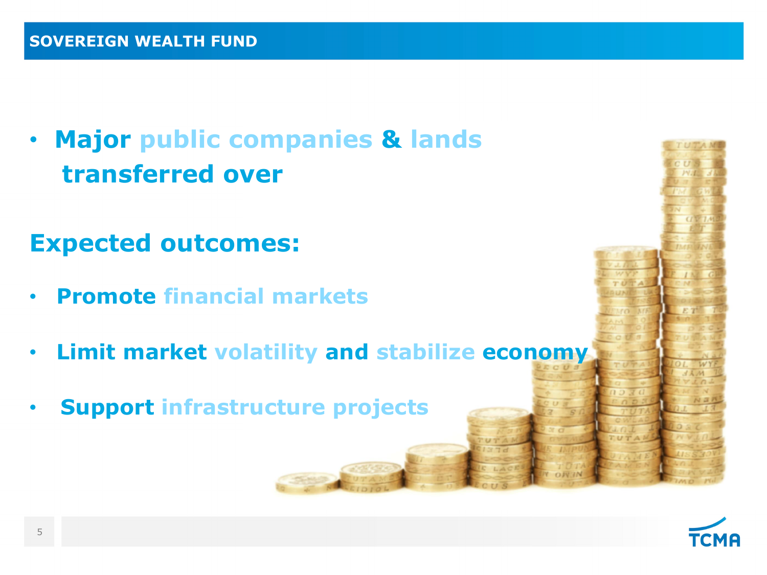## SOVEREIGN WEALTH FUND

- **Major public companies & lands transferred over**

## Expected outcomes:

- **Promote financial markets**
- **Limit market volatility and stabilize economy**
- **Support infrastructure projects**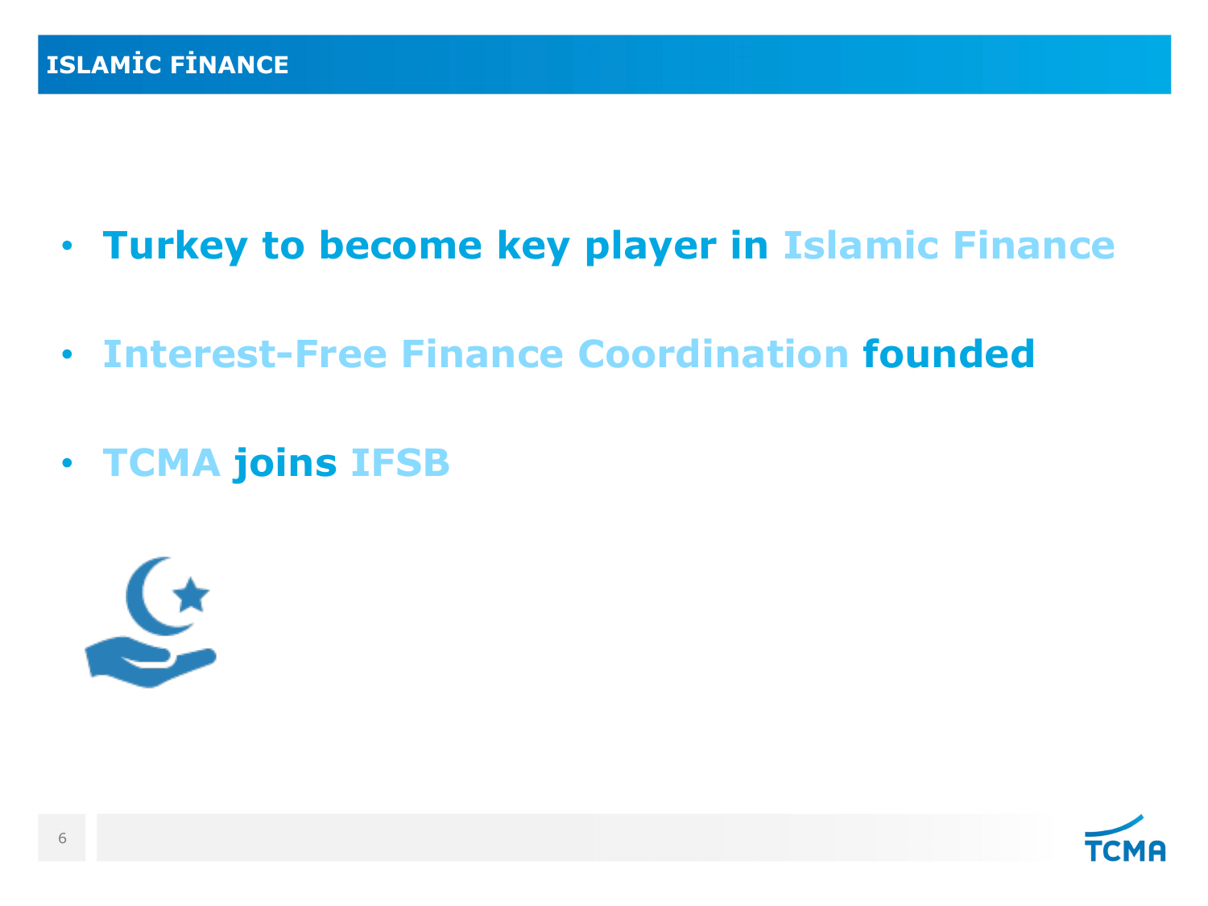## ISLAMİC FİNANCE

- **Turkey to become key player in Islamic Finance**
- **Interest-Free Finance Coordination founded**
- **TCMA joins IFSB**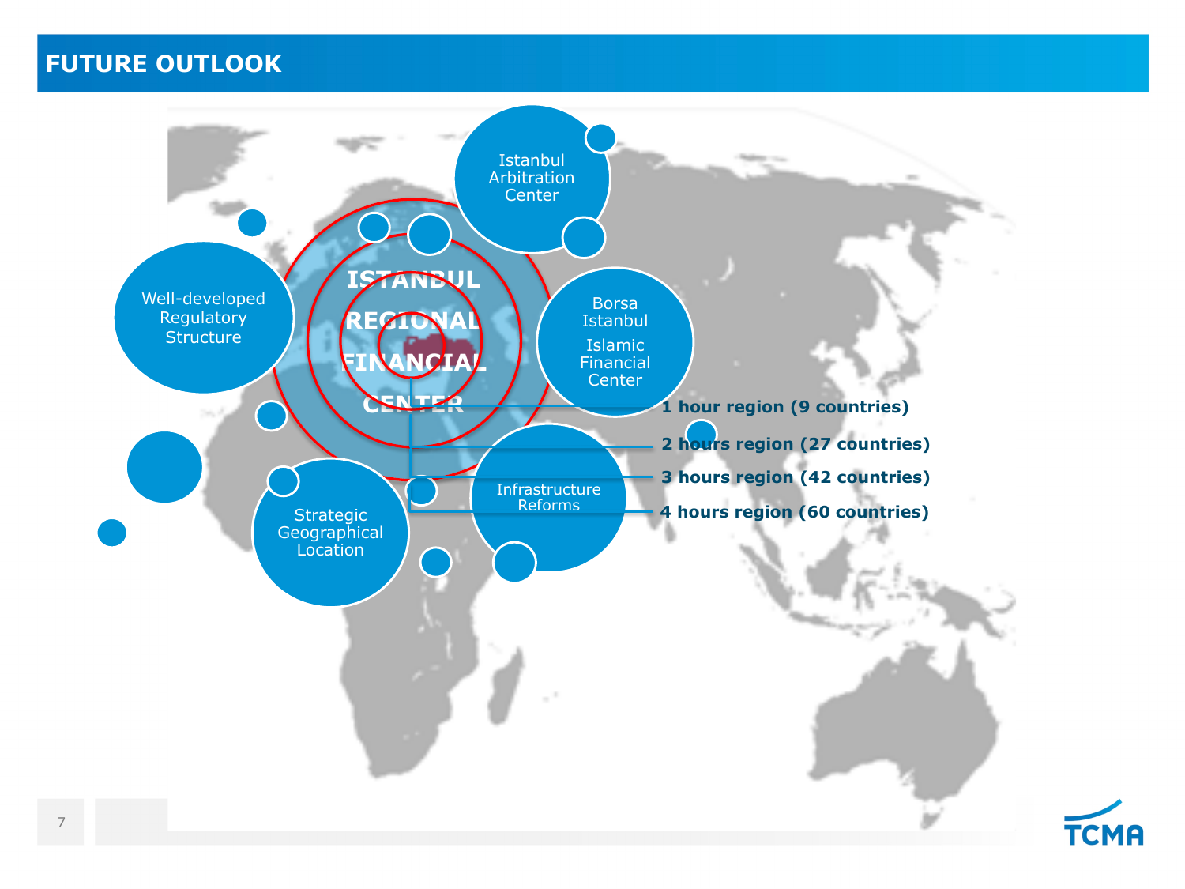# FUTURE OUTLOOK

ISTANBUL REGIONAL FINANCIAL CENTER

- Istanbul Arbitration Center
- Well-developed Regulatory Structure
- Borsa Istanbul
- Islamic Financial Center
- Strategic Geographical Location
- Infrastructure Reforms

**1 hour region (9 countries)**

**2 hours region (27 countries)**

**3 hours region (42 countries)**

**4 hours region (60 countries)**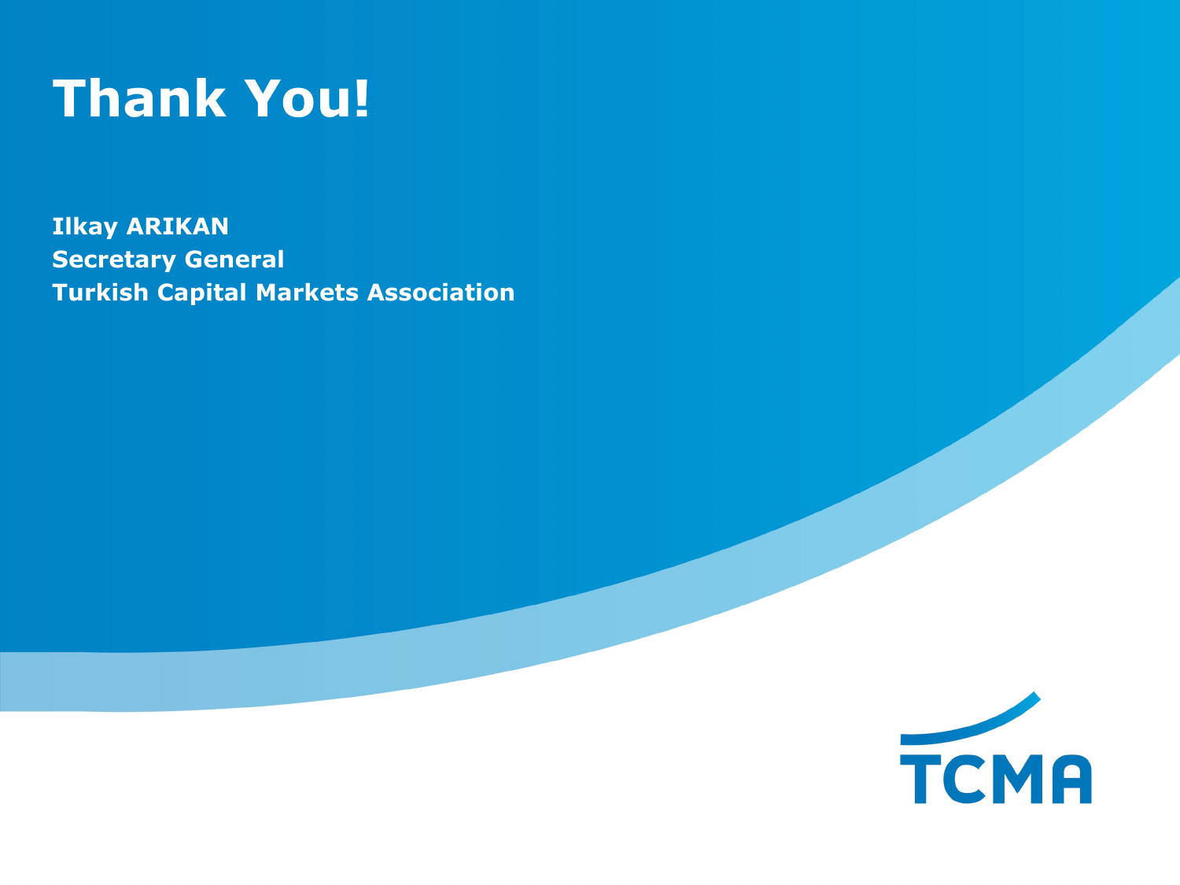# Thank You!

**Ilkay ARIKAN**
**Secretary General**
**Turkish Capital Markets Association**

TCMA